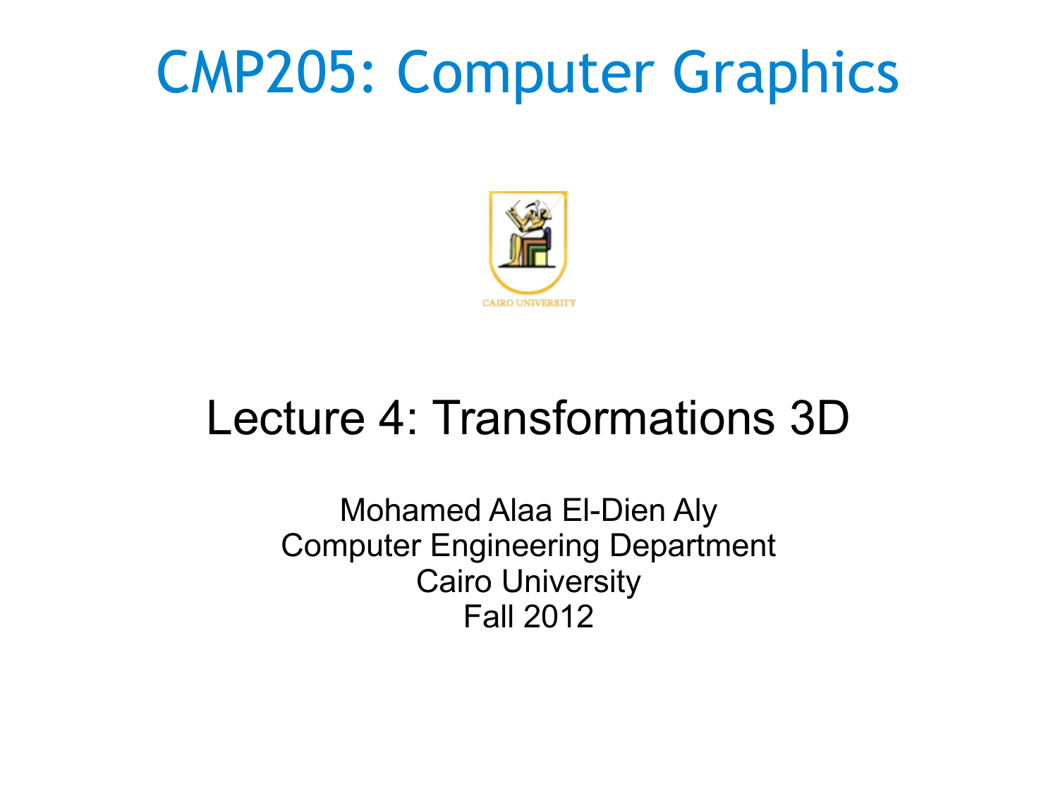# CMP205: Computer Graphics

CAIRO UNIVERSITY

## Lecture 4: Transformations 3D

Mohamed Alaa El-Dien Aly
Computer Engineering Department
Cairo University
Fall 2012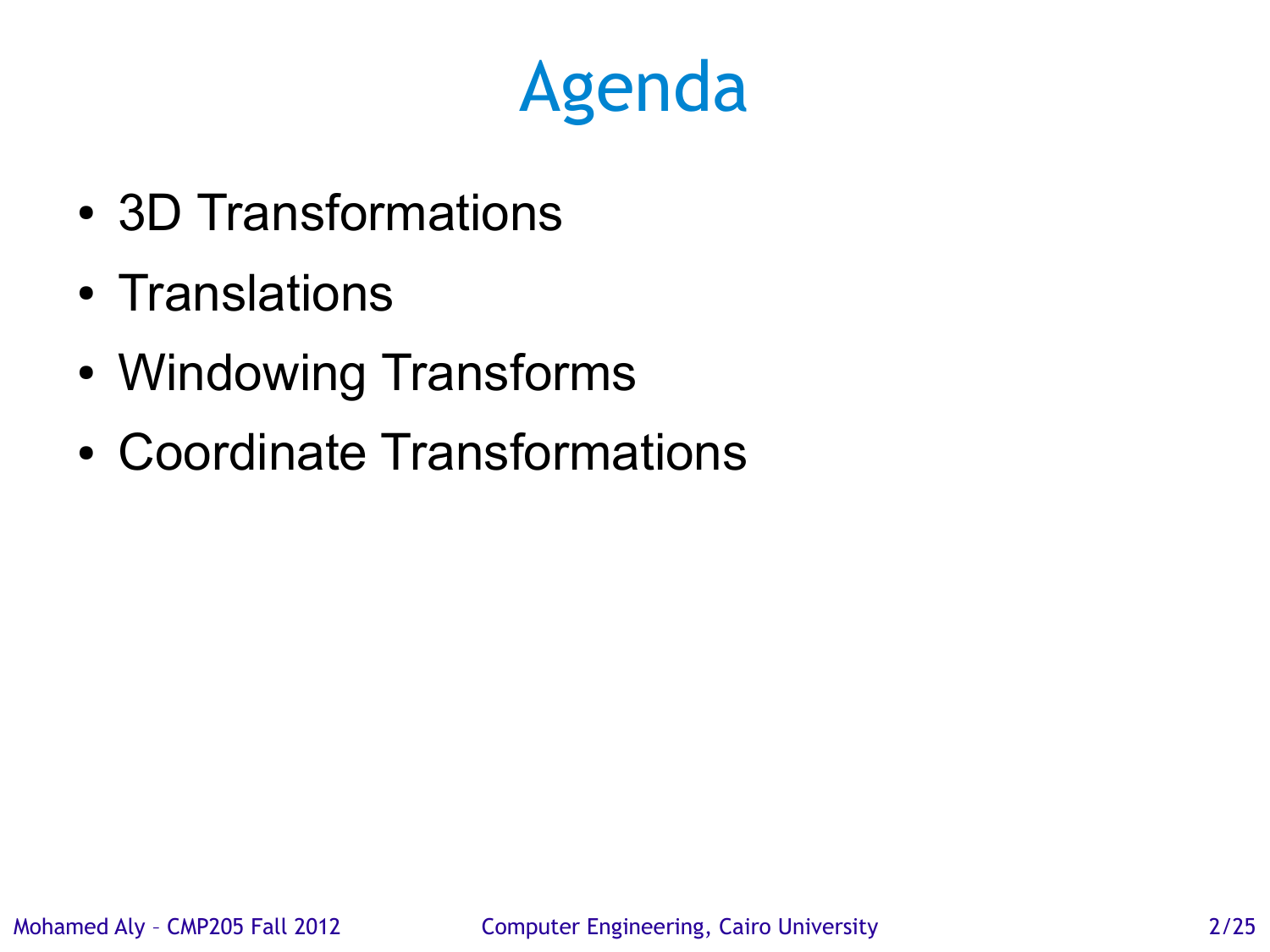# Agenda

- 3D Transformations
- Translations
- Windowing Transforms
- Coordinate Transformations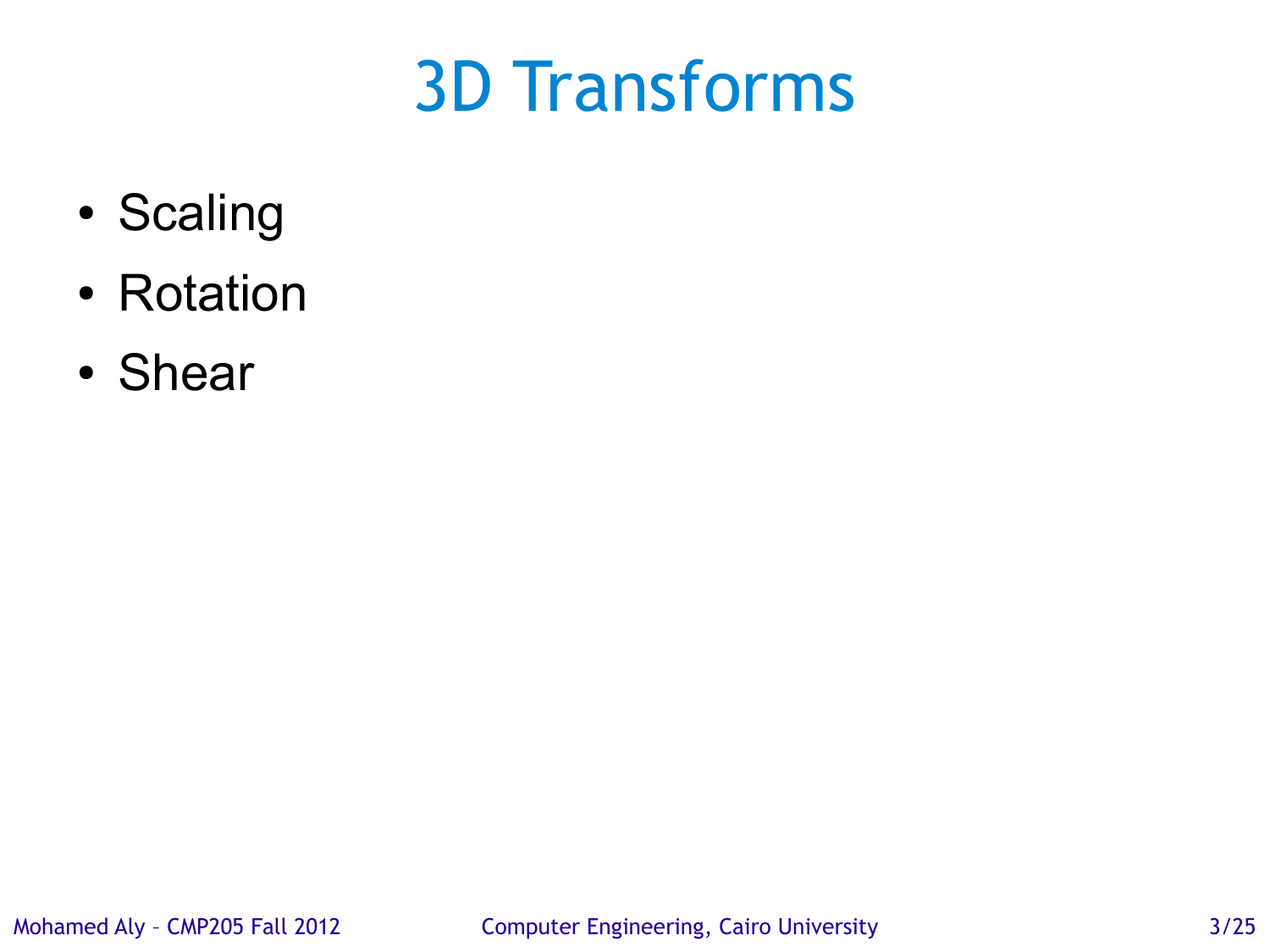# 3D Transforms

- Scaling
- Rotation
- Shear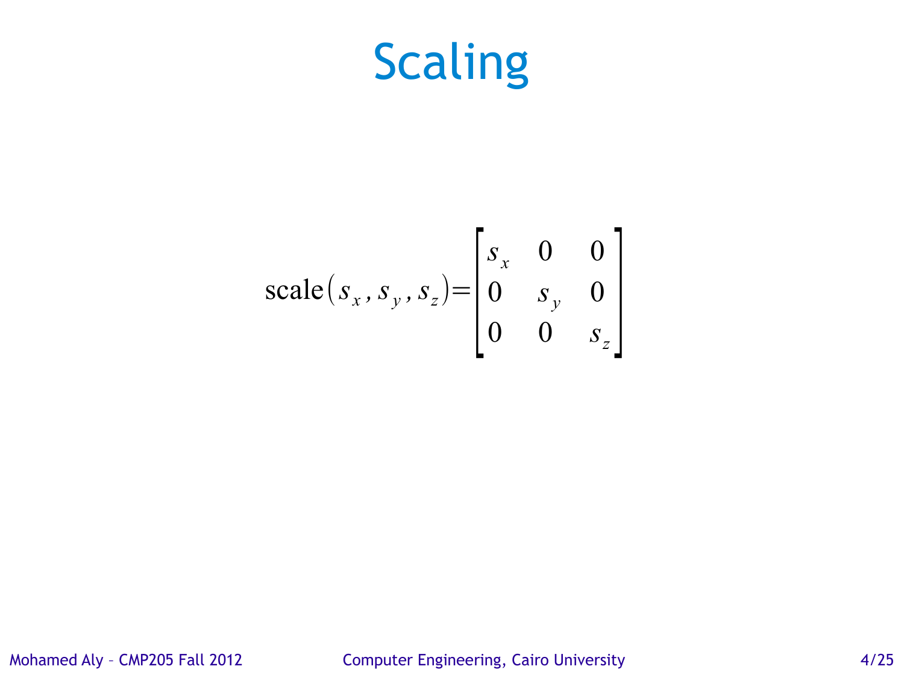# Scaling

$$\text{scale}(s_x, s_y, s_z) = \begin{bmatrix} s_x & 0 & 0 \\ 0 & s_y & 0 \\ 0 & 0 & s_z \end{bmatrix}$$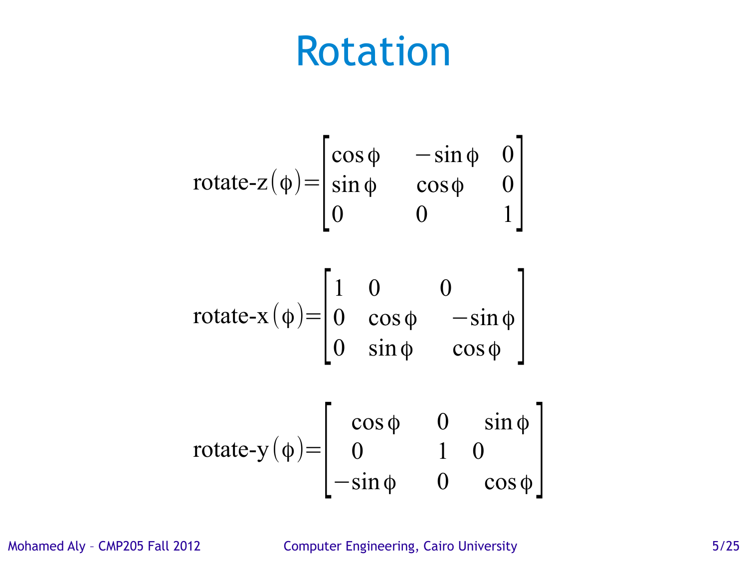# Rotation

$$\text{rotate-z}(\phi) = \begin{bmatrix} \cos\phi & -\sin\phi & 0 \\ \sin\phi & \cos\phi & 0 \\ 0 & 0 & 1 \end{bmatrix}$$

$$\text{rotate-x}(\phi) = \begin{bmatrix} 1 & 0 & 0 \\ 0 & \cos\phi & -\sin\phi \\ 0 & \sin\phi & \cos\phi \end{bmatrix}$$

$$\text{rotate-y}(\phi) = \begin{bmatrix} \cos\phi & 0 & \sin\phi \\ 0 & 1 & 0 \\ -\sin\phi & 0 & \cos\phi \end{bmatrix}$$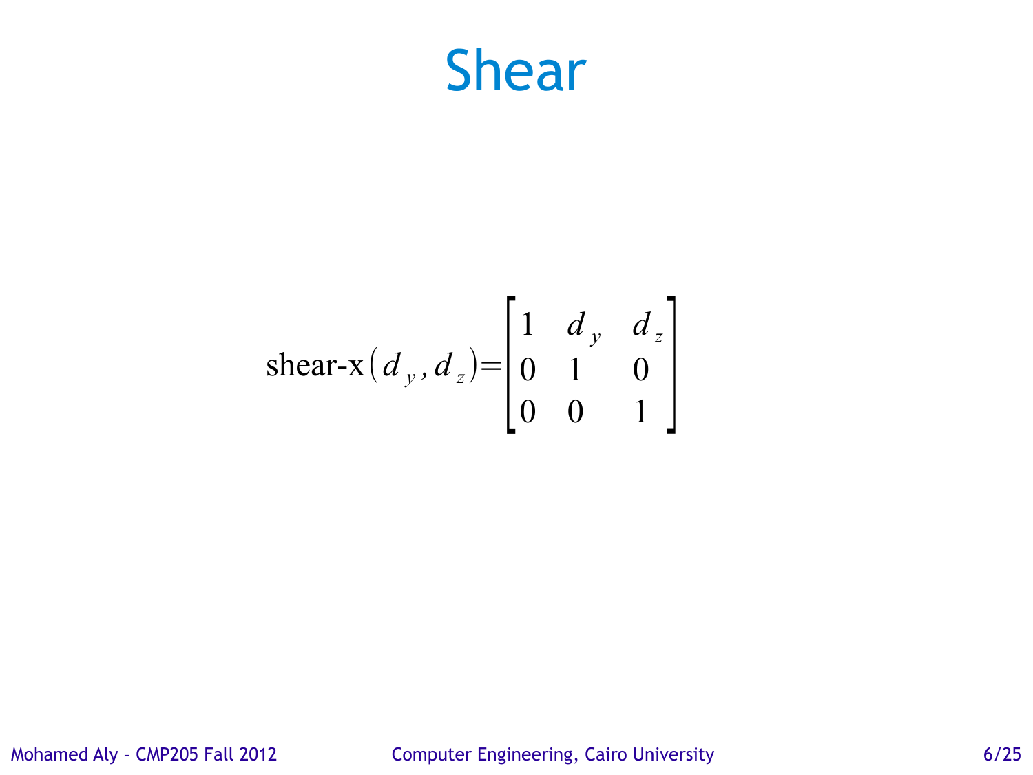# Shear

$$\text{shear-x}(d_y, d_z) = \begin{bmatrix} 1 & d_y & d_z \\ 0 & 1 & 0 \\ 0 & 0 & 1 \end{bmatrix}$$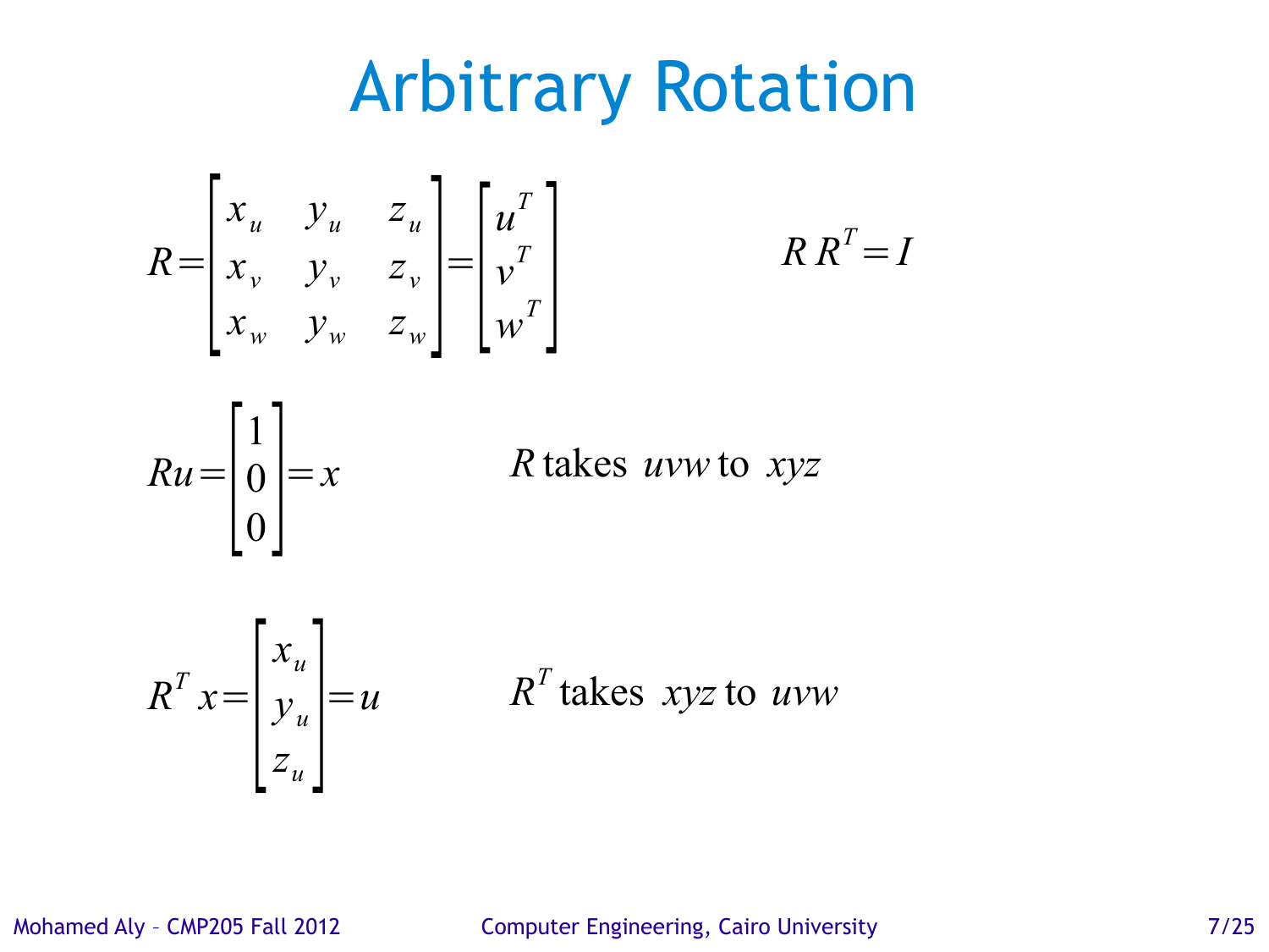# Arbitrary Rotation

$$R = \begin{bmatrix} x_u & y_u & z_u \\ x_v & y_v & z_v \\ x_w & y_w & z_w \end{bmatrix} = \begin{bmatrix} u^T \\ v^T \\ w^T \end{bmatrix}$$

$$R\,R^T = I$$

$$Ru = \begin{bmatrix} 1 \\ 0 \\ 0 \end{bmatrix} = x$$

$R$ takes $uvw$ to $xyz$

$$R^T x = \begin{bmatrix} x_u \\ y_u \\ z_u \end{bmatrix} = u$$

$R^T$ takes $xyz$ to $uvw$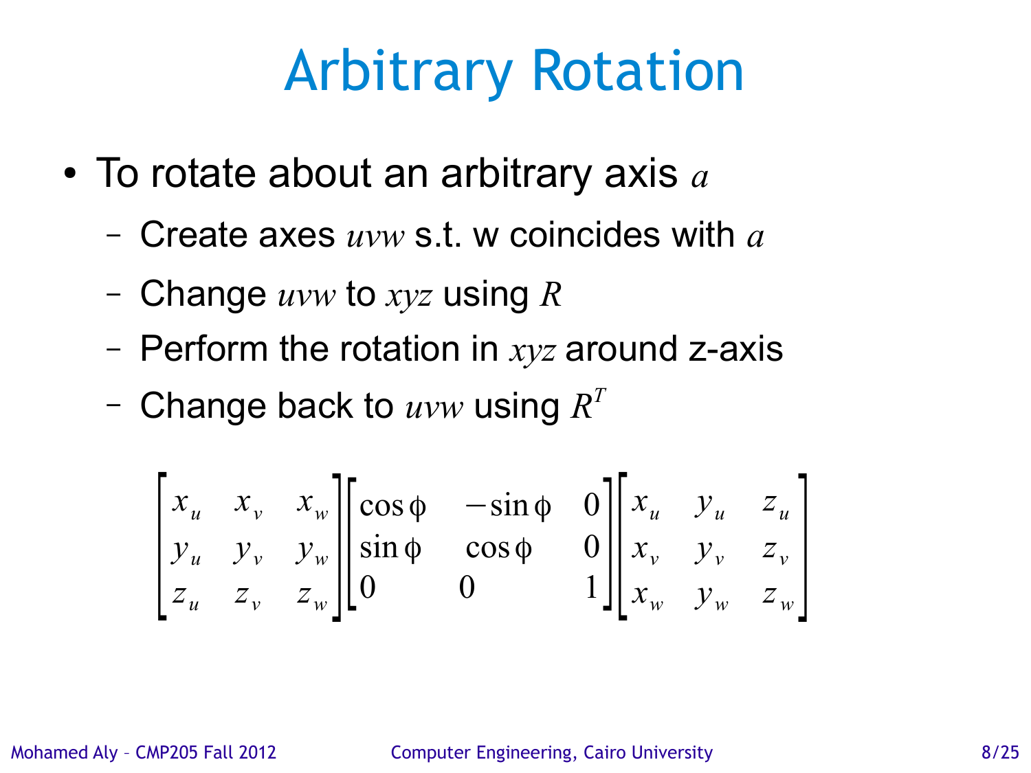# Arbitrary Rotation

- To rotate about an arbitrary axis $a$
  - Create axes $uvw$ s.t. w coincides with $a$
  - Change $uvw$ to $xyz$ using $R$
  - Perform the rotation in $xyz$ around z-axis
  - Change back to $uvw$ using $R^T$

$$
\begin{bmatrix} x_u & x_v & x_w \\ y_u & y_v & y_w \\ z_u & z_v & z_w \end{bmatrix}
\begin{bmatrix} \cos\phi & -\sin\phi & 0 \\ \sin\phi & \cos\phi & 0 \\ 0 & 0 & 1 \end{bmatrix}
\begin{bmatrix} x_u & y_u & z_u \\ x_v & y_v & z_v \\ x_w & y_w & z_w \end{bmatrix}
$$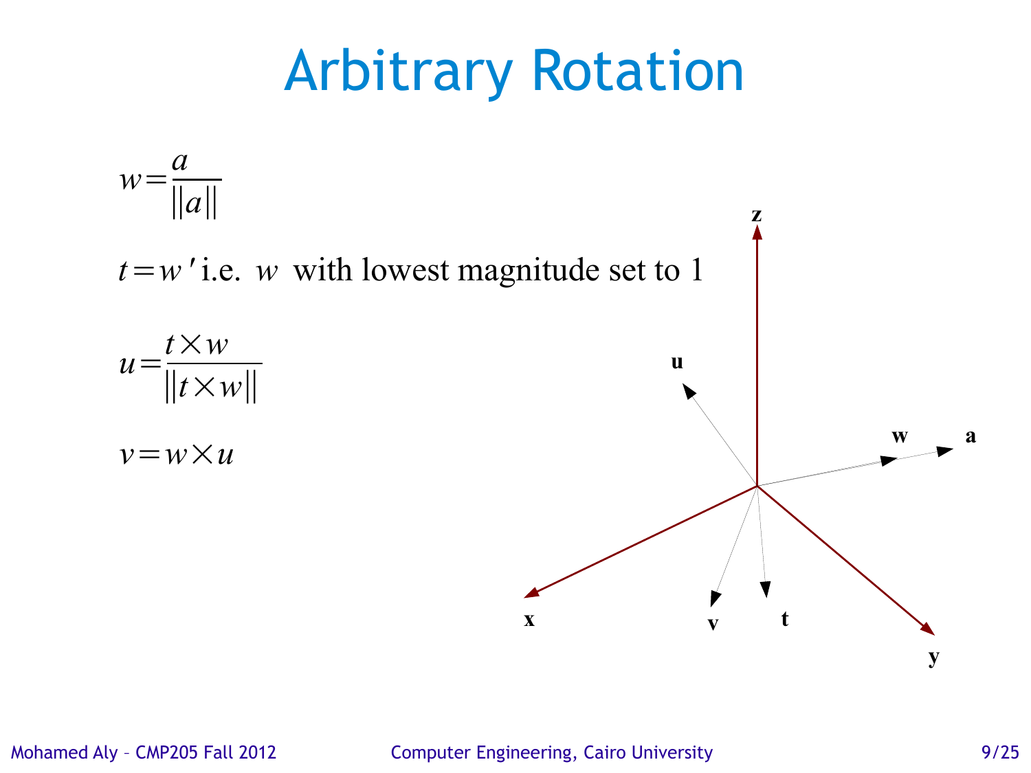# Arbitrary Rotation

$$w = \frac{a}{\|a\|}$$

$t = w'$ i.e. $w$ with lowest magnitude set to 1

$$u = \frac{t \times w}{\|t \times w\|}$$

$$v = w \times u$$

z

u

w

a

x

v

t

y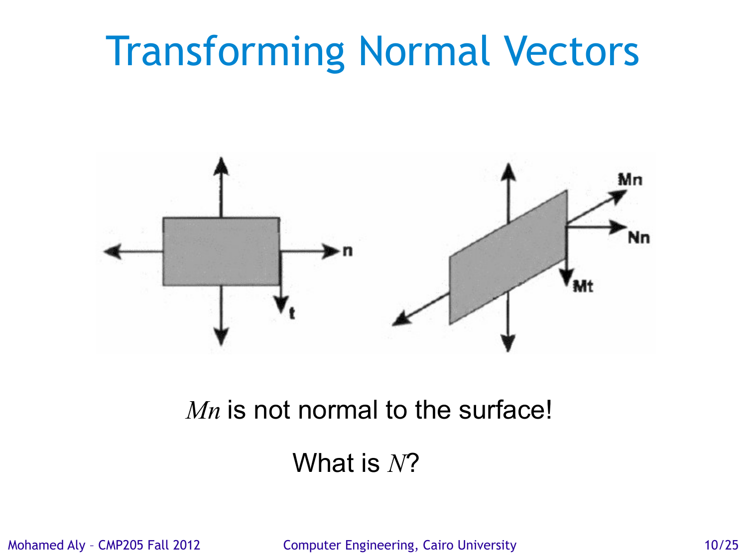# Transforming Normal Vectors

$Mn$ is not normal to the surface!

What is $N$?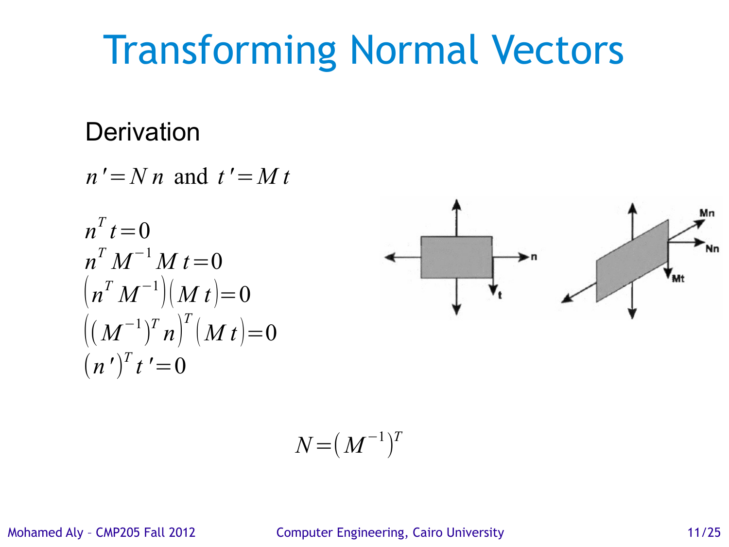# Transforming Normal Vectors

Derivation

$n' = N\,n$ and $t' = M\,t$

$$n^T t = 0$$
$$n^T M^{-1} M\,t = 0$$
$$\left(n^T M^{-1}\right)\left(M\,t\right) = 0$$
$$\left(\left(M^{-1}\right)^T n\right)^T \left(M\,t\right) = 0$$
$$\left(n'\right)^T t' = 0$$

$$N = \left(M^{-1}\right)^T$$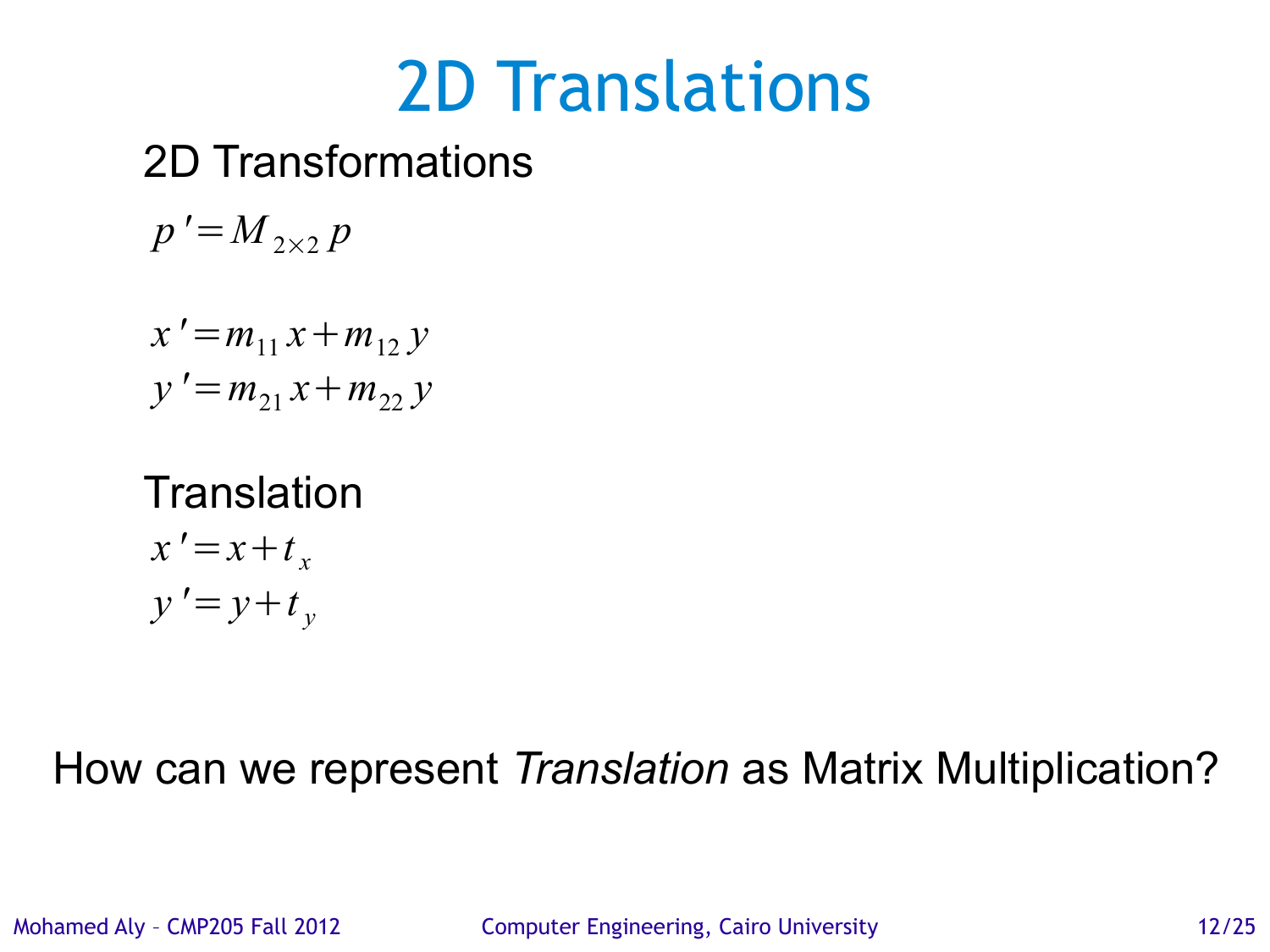# 2D Translations

## 2D Transformations

$$p' = M_{2\times 2}\, p$$

$$x' = m_{11}x + m_{12}y$$
$$y' = m_{21}x + m_{22}y$$

## Translation

$$x' = x + t_x$$
$$y' = y + t_y$$

How can we represent *Translation* as Matrix Multiplication?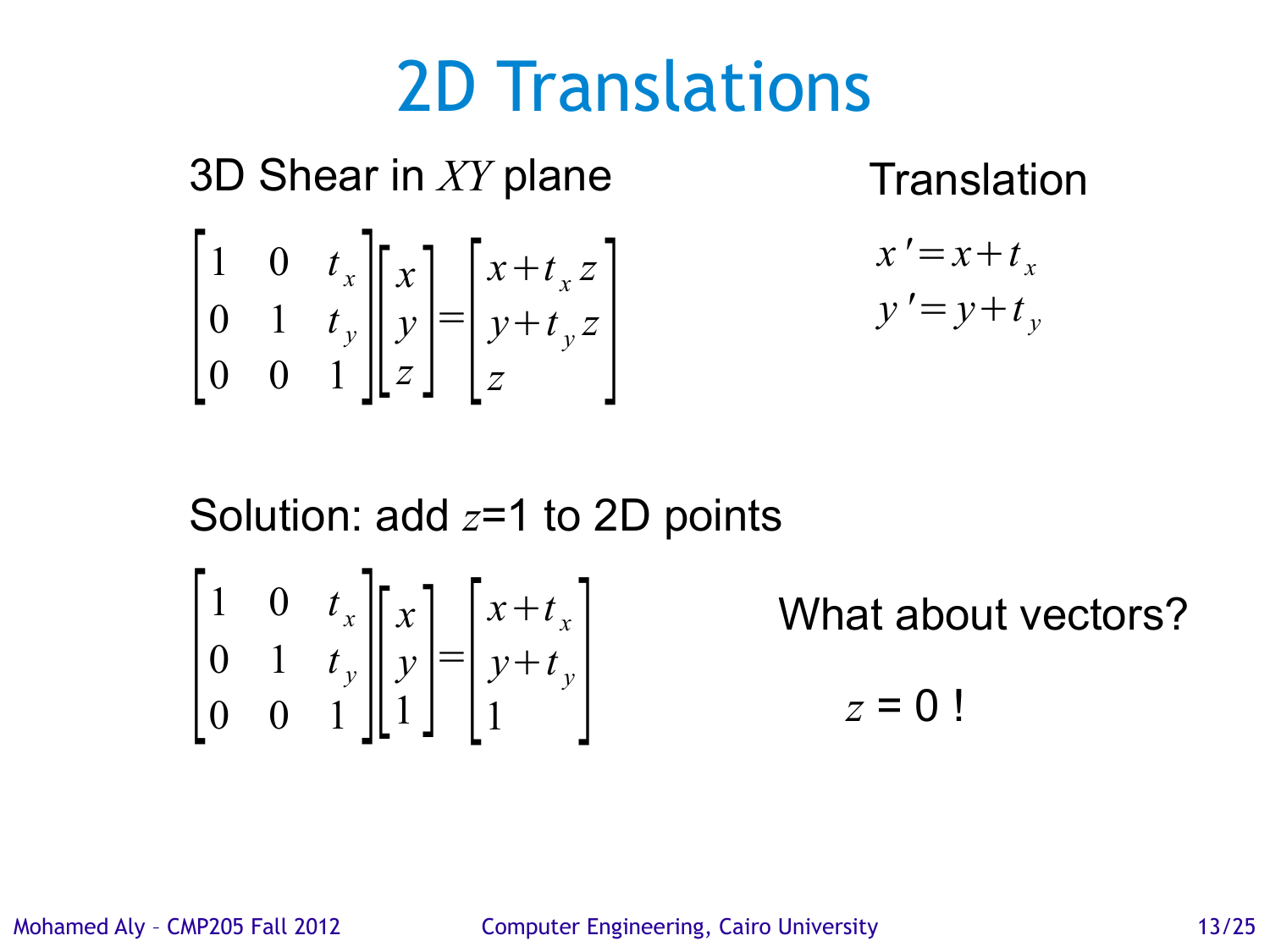# 2D Translations

3D Shear in $XY$ plane

$$\begin{bmatrix} 1 & 0 & t_x \\ 0 & 1 & t_y \\ 0 & 0 & 1 \end{bmatrix} \begin{bmatrix} x \\ y \\ z \end{bmatrix} = \begin{bmatrix} x + t_x z \\ y + t_y z \\ z \end{bmatrix}$$

Translation

$$x' = x + t_x$$
$$y' = y + t_y$$

Solution: add $z$=1 to 2D points

$$\begin{bmatrix} 1 & 0 & t_x \\ 0 & 1 & t_y \\ 0 & 0 & 1 \end{bmatrix} \begin{bmatrix} x \\ y \\ 1 \end{bmatrix} = \begin{bmatrix} x + t_x \\ y + t_y \\ 1 \end{bmatrix}$$

What about vectors?

$z$ = 0 !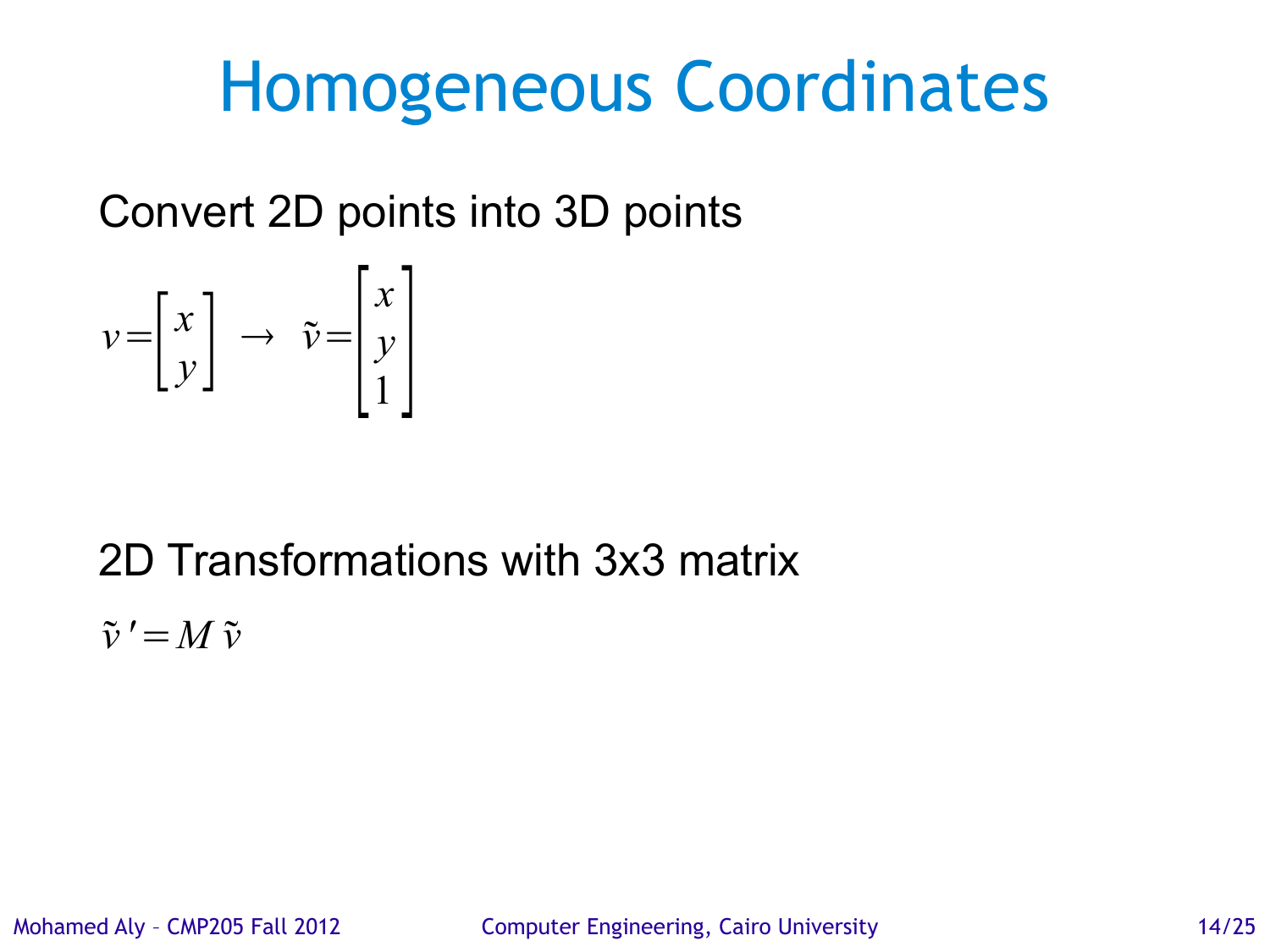# Homogeneous Coordinates

Convert 2D points into 3D points

$$v = \begin{bmatrix} x \\ y \end{bmatrix} \rightarrow \tilde{v} = \begin{bmatrix} x \\ y \\ 1 \end{bmatrix}$$

2D Transformations with 3x3 matrix

$$\tilde{v}' = M \tilde{v}$$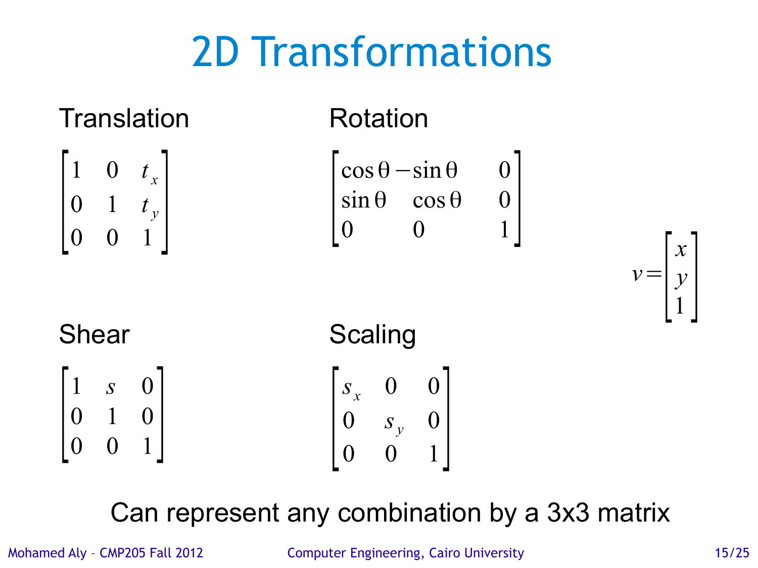# 2D Transformations

**Translation**

$$\begin{bmatrix} 1 & 0 & t_x \\ 0 & 1 & t_y \\ 0 & 0 & 1 \end{bmatrix}$$

**Rotation**

$$\begin{bmatrix} \cos\theta & -\sin\theta & 0 \\ \sin\theta & \cos\theta & 0 \\ 0 & 0 & 1 \end{bmatrix}$$

$$v = \begin{bmatrix} x \\ y \\ 1 \end{bmatrix}$$

**Shear**

$$\begin{bmatrix} 1 & s & 0 \\ 0 & 1 & 0 \\ 0 & 0 & 1 \end{bmatrix}$$

**Scaling**

$$\begin{bmatrix} s_x & 0 & 0 \\ 0 & s_y & 0 \\ 0 & 0 & 1 \end{bmatrix}$$

Can represent any combination by a 3x3 matrix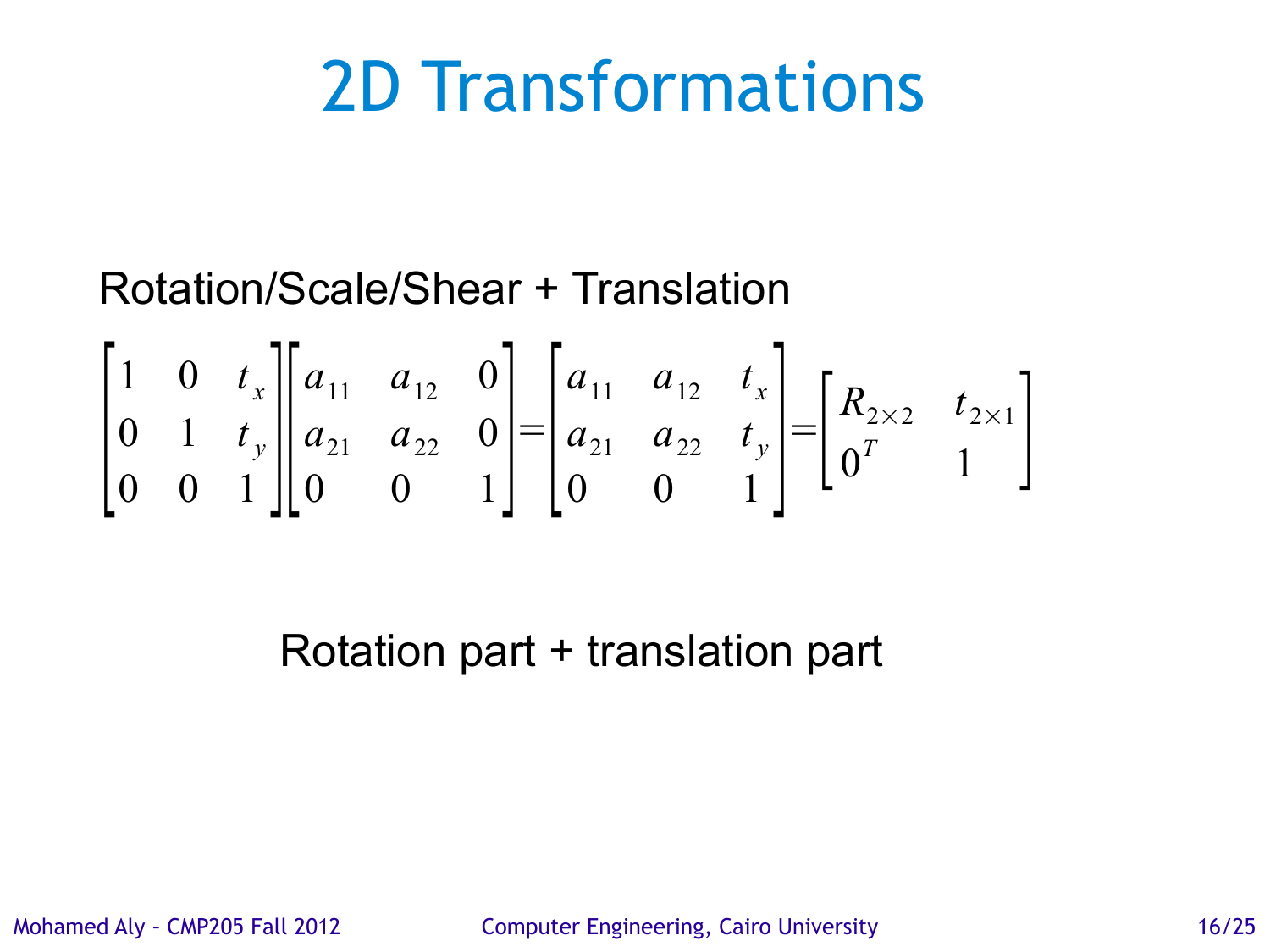# 2D Transformations

Rotation/Scale/Shear + Translation

$$\begin{bmatrix} 1 & 0 & t_x \\ 0 & 1 & t_y \\ 0 & 0 & 1 \end{bmatrix} \begin{bmatrix} a_{11} & a_{12} & 0 \\ a_{21} & a_{22} & 0 \\ 0 & 0 & 1 \end{bmatrix} = \begin{bmatrix} a_{11} & a_{12} & t_x \\ a_{21} & a_{22} & t_y \\ 0 & 0 & 1 \end{bmatrix} = \begin{bmatrix} R_{2\times 2} & t_{2\times 1} \\ 0^T & 1 \end{bmatrix}$$

Rotation part + translation part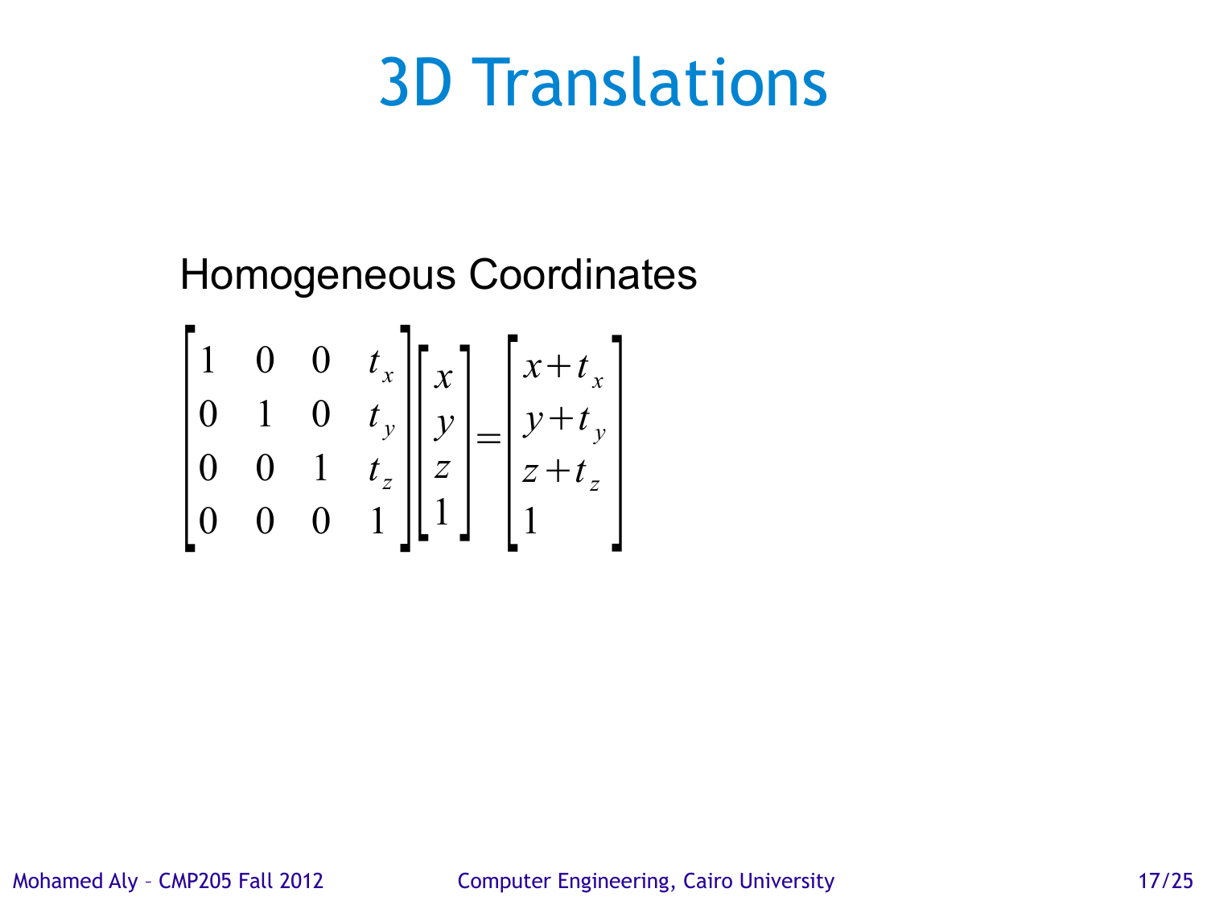# 3D Translations

Homogeneous Coordinates

$$
\begin{bmatrix} 1 & 0 & 0 & t_x \\ 0 & 1 & 0 & t_y \\ 0 & 0 & 1 & t_z \\ 0 & 0 & 0 & 1 \end{bmatrix}
\begin{bmatrix} x \\ y \\ z \\ 1 \end{bmatrix}
=
\begin{bmatrix} x + t_x \\ y + t_y \\ z + t_z \\ 1 \end{bmatrix}
$$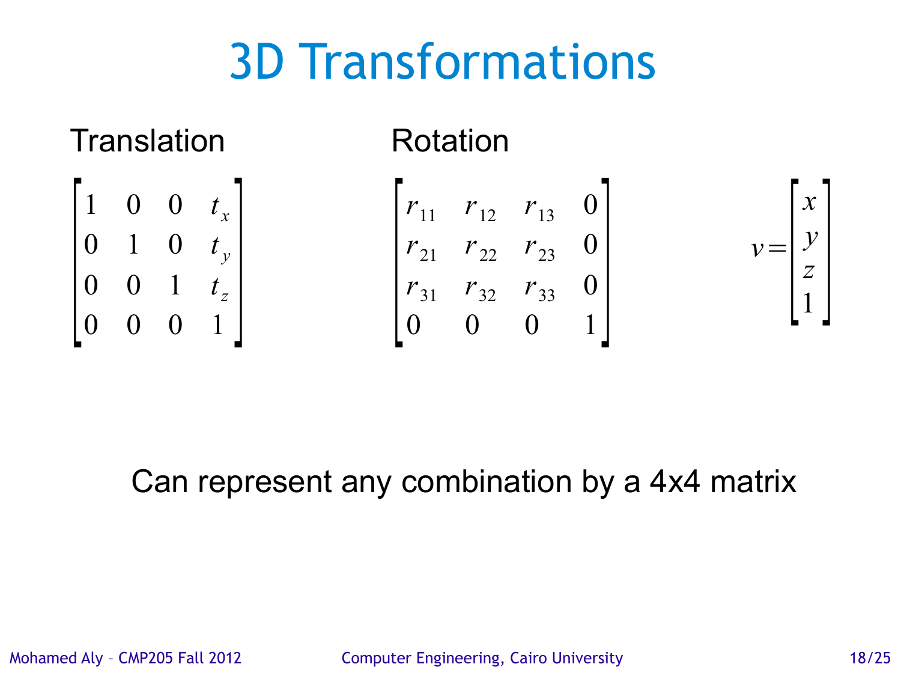# 3D Transformations

Translation

$$\begin{bmatrix} 1 & 0 & 0 & t_x \\ 0 & 1 & 0 & t_y \\ 0 & 0 & 1 & t_z \\ 0 & 0 & 0 & 1 \end{bmatrix}$$

Rotation

$$\begin{bmatrix} r_{11} & r_{12} & r_{13} & 0 \\ r_{21} & r_{22} & r_{23} & 0 \\ r_{31} & r_{32} & r_{33} & 0 \\ 0 & 0 & 0 & 1 \end{bmatrix}$$

$$v = \begin{bmatrix} x \\ y \\ z \\ 1 \end{bmatrix}$$

Can represent any combination by a 4x4 matrix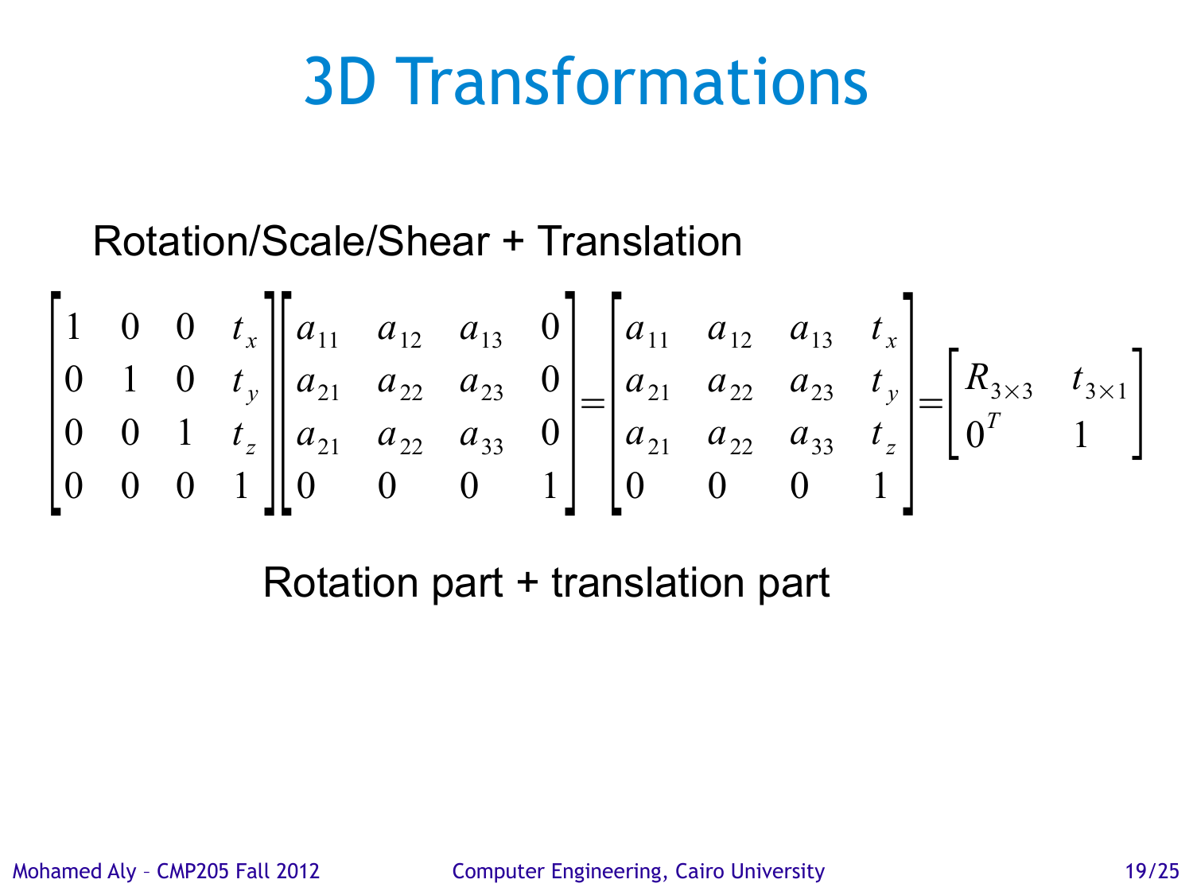# 3D Transformations

Rotation/Scale/Shear + Translation

$$\begin{bmatrix} 1 & 0 & 0 & t_x \\ 0 & 1 & 0 & t_y \\ 0 & 0 & 1 & t_z \\ 0 & 0 & 0 & 1 \end{bmatrix} \begin{bmatrix} a_{11} & a_{12} & a_{13} & 0 \\ a_{21} & a_{22} & a_{23} & 0 \\ a_{21} & a_{22} & a_{33} & 0 \\ 0 & 0 & 0 & 1 \end{bmatrix} = \begin{bmatrix} a_{11} & a_{12} & a_{13} & t_x \\ a_{21} & a_{22} & a_{23} & t_y \\ a_{21} & a_{22} & a_{33} & t_z \\ 0 & 0 & 0 & 1 \end{bmatrix} = \begin{bmatrix} R_{3\times 3} & t_{3\times 1} \\ 0^T & 1 \end{bmatrix}$$

Rotation part + translation part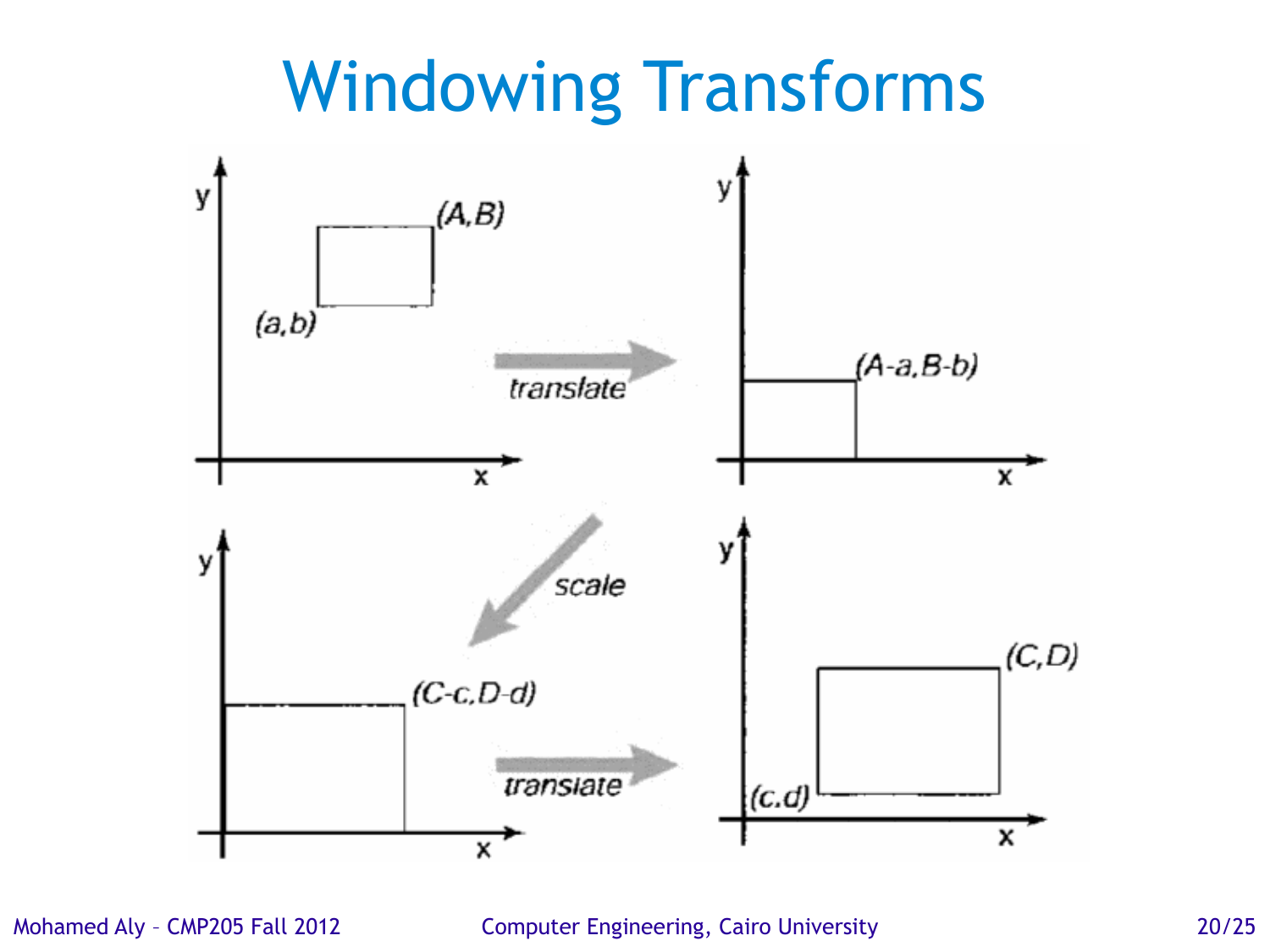# Windowing Transforms

$(a,b)$ $(A,B)$

translate

$(A-a, B-b)$

scale

$(C-c, D-d)$

translate

$(c,d)$ $(C,D)$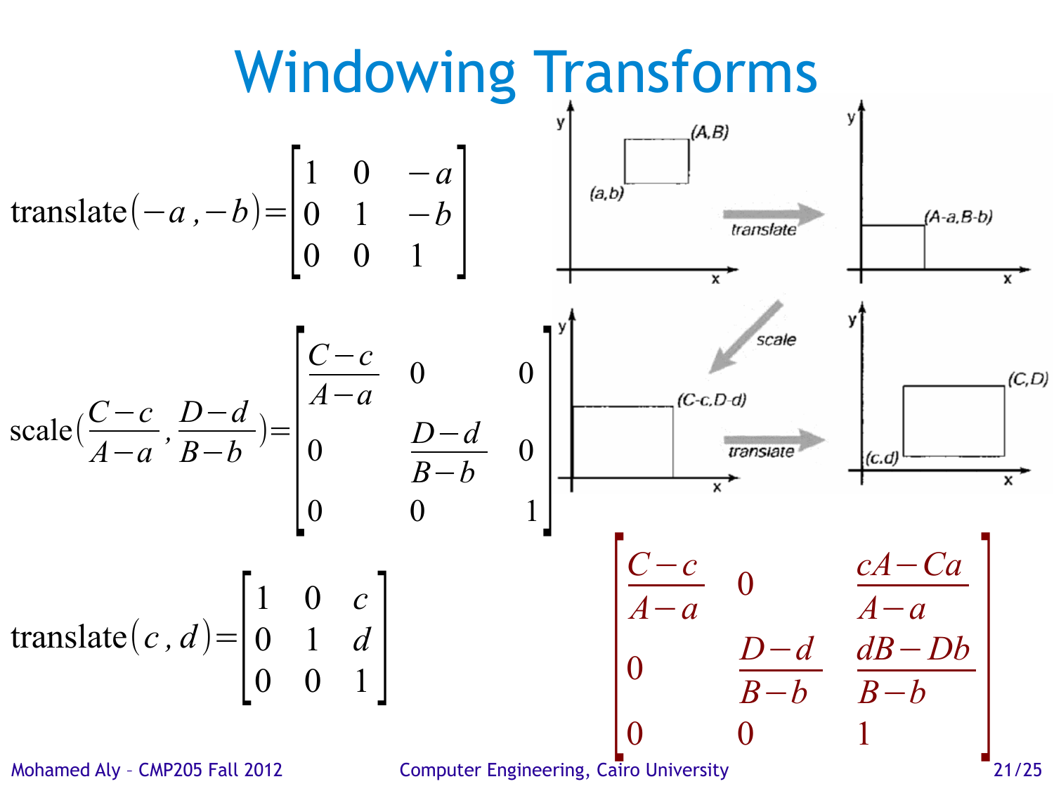# Windowing Transforms

$$\text{translate}(-a,-b)=\begin{bmatrix} 1 & 0 & -a \\ 0 & 1 & -b \\ 0 & 0 & 1 \end{bmatrix}$$

$$\text{scale}\left(\frac{C-c}{A-a},\frac{D-d}{B-b}\right)=\begin{bmatrix} \frac{C-c}{A-a} & 0 & 0 \\ 0 & \frac{D-d}{B-b} & 0 \\ 0 & 0 & 1 \end{bmatrix}$$

$$\text{translate}(c,d)=\begin{bmatrix} 1 & 0 & c \\ 0 & 1 & d \\ 0 & 0 & 1 \end{bmatrix}$$

y

x

(a,b)

(A,B)

translate

(A-a,B-b)

scale

(C-c,D-d)

translate

(c,d)

(C,D)

$$\begin{bmatrix} \frac{C-c}{A-a} & 0 & \frac{cA-Ca}{A-a} \\ 0 & \frac{D-d}{B-b} & \frac{dB-Db}{B-b} \\ 0 & 0 & 1 \end{bmatrix}$$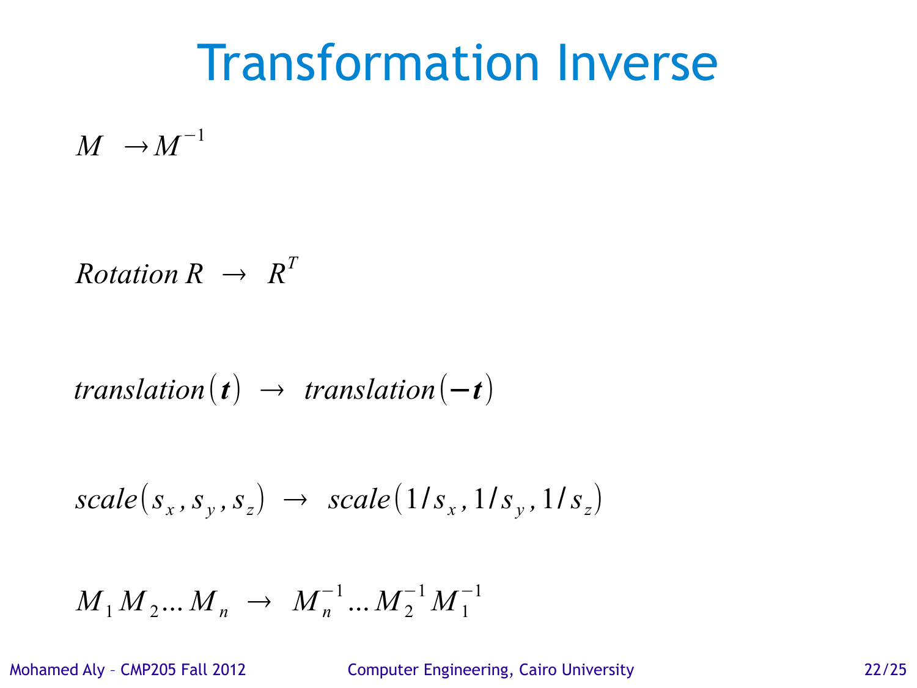# Transformation Inverse

$$M \rightarrow M^{-1}$$

$$Rotation\, R \rightarrow R^{T}$$

$$translation(\boldsymbol{t}) \rightarrow translation(-\boldsymbol{t})$$

$$scale(s_x, s_y, s_z) \rightarrow scale(1/s_x, 1/s_y, 1/s_z)$$

$$M_1 M_2 \ldots M_n \rightarrow M_n^{-1} \ldots M_2^{-1} M_1^{-1}$$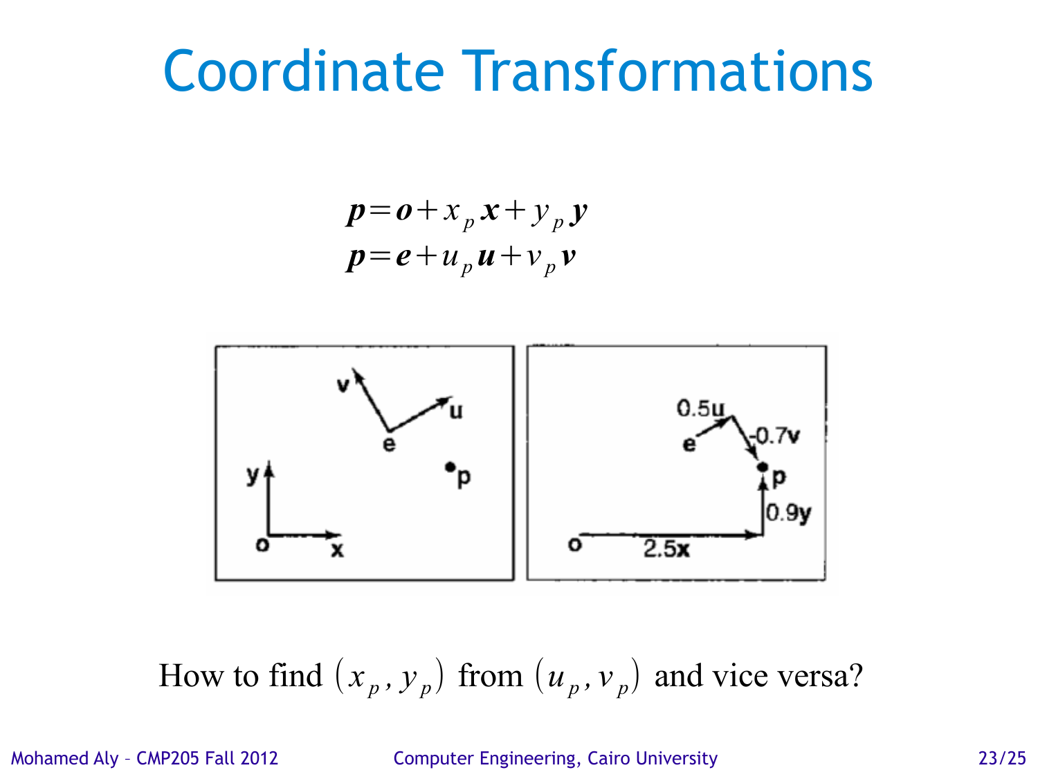# Coordinate Transformations

$$\boldsymbol{p} = \boldsymbol{o} + x_p \boldsymbol{x} + y_p \boldsymbol{y}$$

$$\boldsymbol{p} = \boldsymbol{e} + u_p \boldsymbol{u} + v_p \boldsymbol{v}$$

How to find $(x_p, y_p)$ from $(u_p, v_p)$ and vice versa?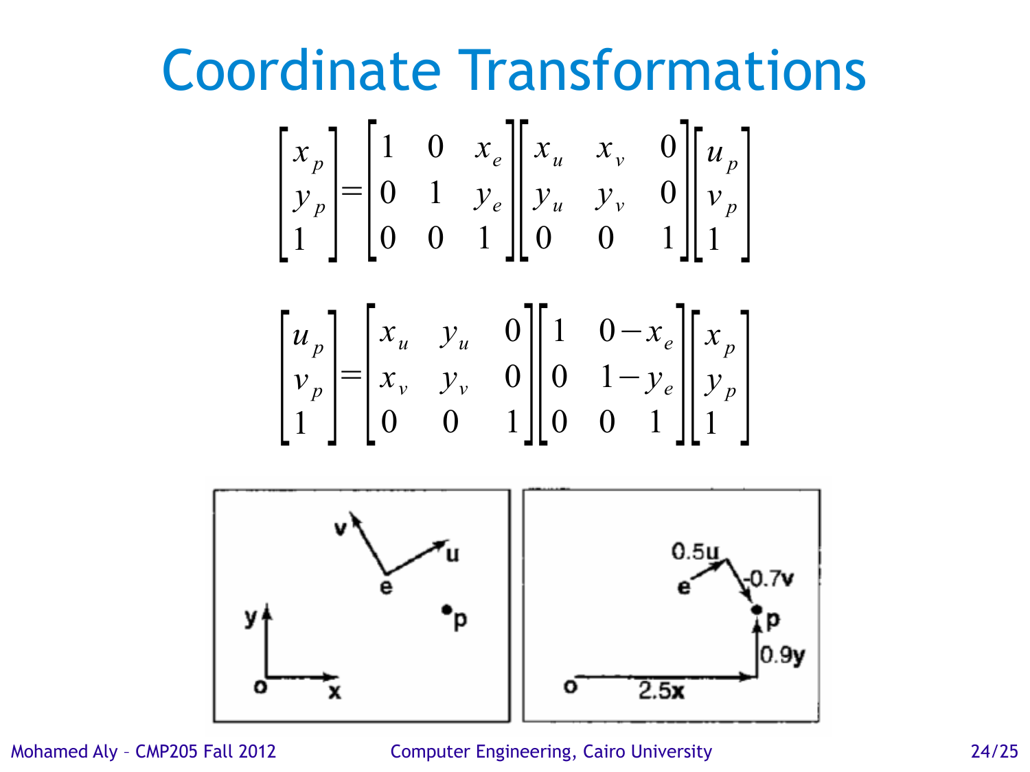# Coordinate Transformations

$$
\begin{bmatrix} x_p \\ y_p \\ 1 \end{bmatrix} = \begin{bmatrix} 1 & 0 & x_e \\ 0 & 1 & y_e \\ 0 & 0 & 1 \end{bmatrix} \begin{bmatrix} x_u & x_v & 0 \\ y_u & y_v & 0 \\ 0 & 0 & 1 \end{bmatrix} \begin{bmatrix} u_p \\ v_p \\ 1 \end{bmatrix}
$$

$$
\begin{bmatrix} u_p \\ v_p \\ 1 \end{bmatrix} = \begin{bmatrix} x_u & y_u & 0 \\ x_v & y_v & 0 \\ 0 & 0 & 1 \end{bmatrix} \begin{bmatrix} 1 & 0 & -x_e \\ 0 & 1 & -y_e \\ 0 & 0 & 1 \end{bmatrix} \begin{bmatrix} x_p \\ y_p \\ 1 \end{bmatrix}
$$

v
u
e
p
y
o
x

0.5u
-0.7v
e
p
0.9y
o
2.5x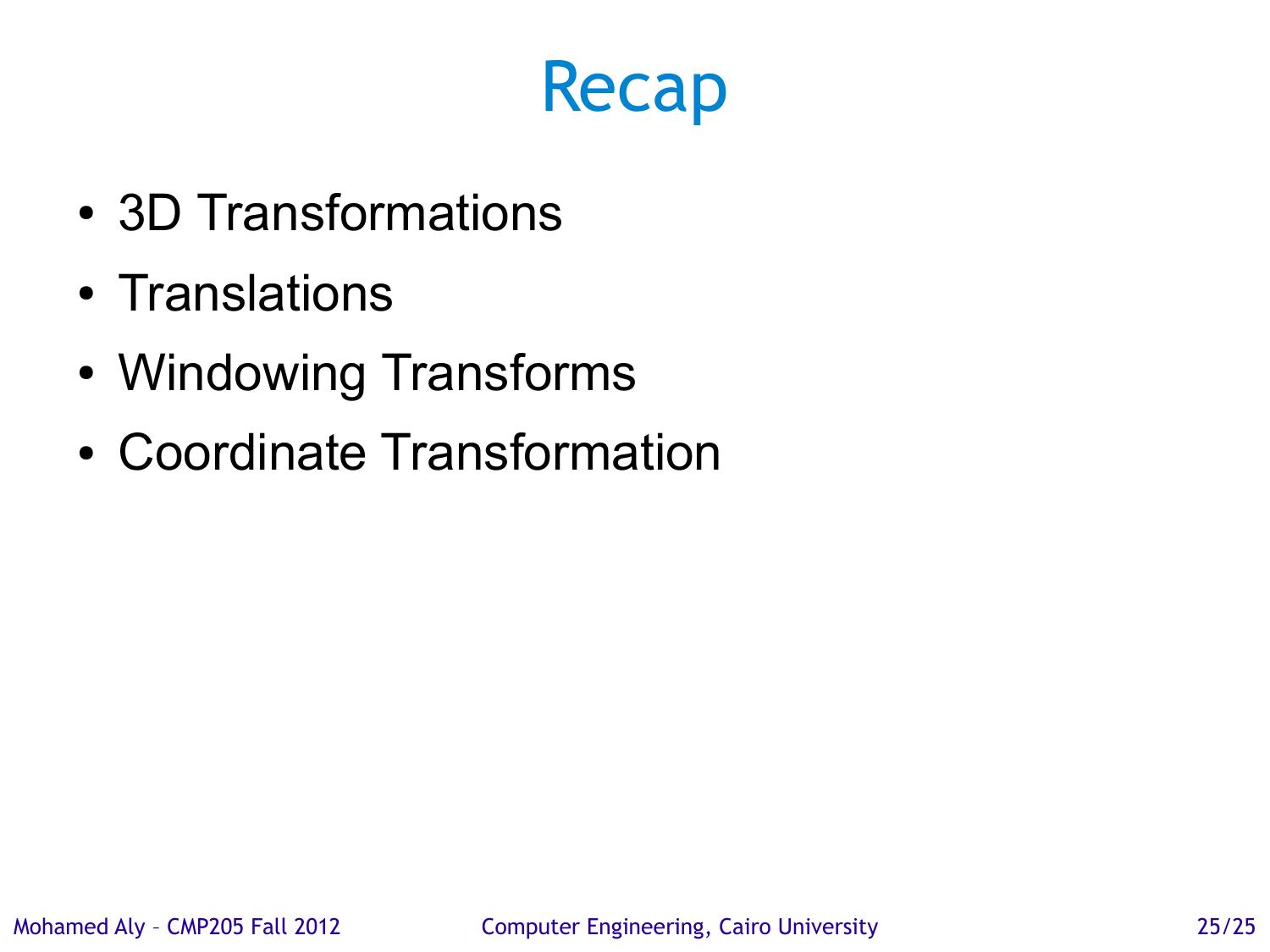# Recap

- 3D Transformations
- Translations
- Windowing Transforms
- Coordinate Transformation